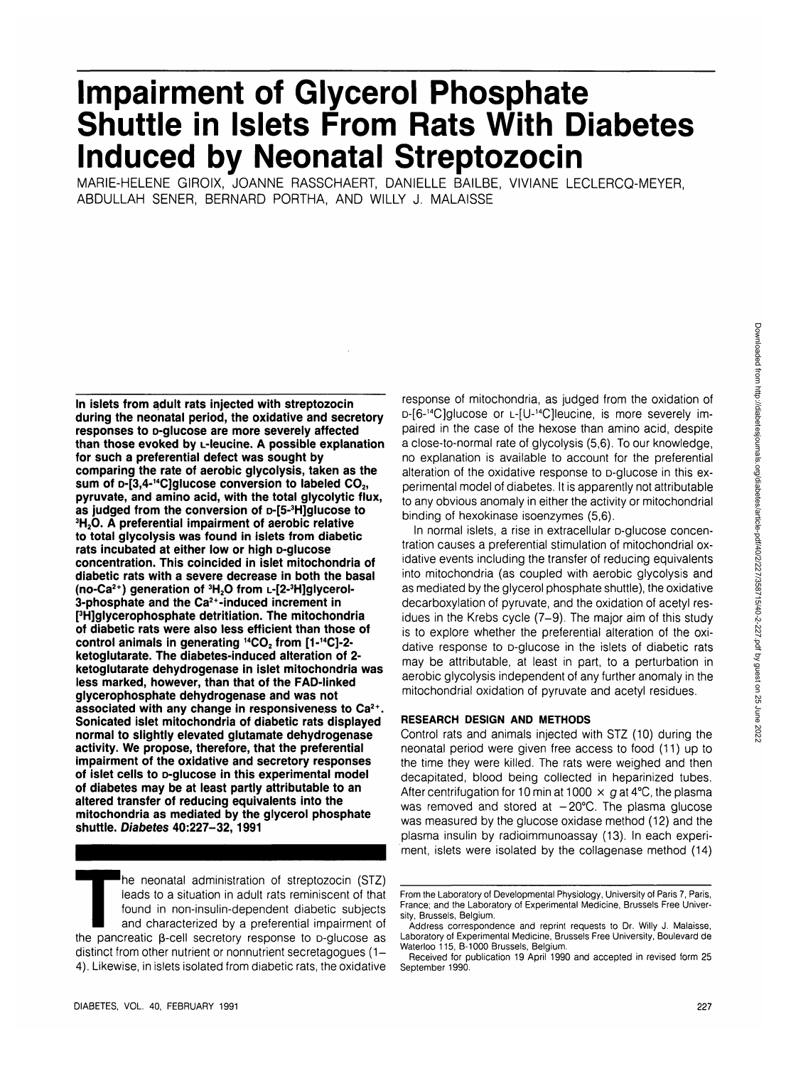# Impairment of Glycerol Phosphate Shuttle in Islets From Rats With Diabetes Induced by Neonatal Streptozocin

MARIE-HELENE GIROIX, JOANNE RASSCHAERT, DANIELLE BAILBE, VIVIANE LECLERCQ-MEYER, ABDULLAH SENER, BERNARD PORTHA, AND WILLY J. MALAISSE

**In islets from adult rats injected with streptozocin during the neonatal period, the oxidative and secretory responses to D-glucose are more severely affected than those evoked by L-leucine. A possible explanation for such a preferential defect was sought by comparing the rate of aerobic glycolysis, taken as the sum of D-[3,4-$^{14}$C]glucose conversion to labeled $CO_2$, pyruvate, and amino acid, with the total glycolytic flux, as judged from the conversion of D-[5-$^{3}$H]glucose to $^{3}H_2O$. A preferential impairment of aerobic relative to total glycolysis was found in islets from diabetic rats incubated at either low or high D-glucose concentration. This coincided in islet mitochondria of diabetic rats with a severe decrease in both the basal (no-$Ca^{2+}$) generation of $^{3}H_2O$ from L-[2-$^{3}$H]glycerol-3-phosphate and the $Ca^{2+}$-induced increment in [$^{3}$H]glycerophosphate detritiation. The mitochondria of diabetic rats were also less efficient than those of control animals in generating $^{14}CO_2$ from [1-$^{14}$C]-2-ketoglutarate. The diabetes-induced alteration of 2-ketoglutarate dehydrogenase in islet mitochondria was less marked, however, than that of the FAD-linked glycerophosphate dehydrogenase and was not associated with any change in responsiveness to $Ca^{2+}$. Sonicated islet mitochondria of diabetic rats displayed normal to slightly elevated glutamate dehydrogenase activity. We propose, therefore, that the preferential impairment of the oxidative and secretory responses of islet cells to D-glucose in this experimental model of diabetes may be at least partly attributable to an altered transfer of reducing equivalents into the mitochondria as mediated by the glycerol phosphate shuttle.** ***Diabetes* 40:227–32, 1991**

The neonatal administration of streptozocin (STZ) leads to a situation in adult rats reminiscent of that found in non-insulin-dependent diabetic subjects and characterized by a preferential impairment of the pancreatic β-cell secretory response to D-glucose as distinct from other nutrient or nonnutrient secretagogues (1–4). Likewise, in islets isolated from diabetic rats, the oxidative response of mitochondria, as judged from the oxidation of D-[6-$^{14}$C]glucose or L-[U-$^{14}$C]leucine, is more severely impaired in the case of the hexose than amino acid, despite a close-to-normal rate of glycolysis (5,6). To our knowledge, no explanation is available to account for the preferential alteration of the oxidative response to D-glucose in this experimental model of diabetes. It is apparently not attributable to any obvious anomaly in either the activity or mitochondrial binding of hexokinase isoenzymes (5,6).

In normal islets, a rise in extracellular D-glucose concentration causes a preferential stimulation of mitochondrial oxidative events including the transfer of reducing equivalents into mitochondria (as coupled with aerobic glycolysis and as mediated by the glycerol phosphate shuttle), the oxidative decarboxylation of pyruvate, and the oxidation of acetyl residues in the Krebs cycle (7–9). The major aim of this study is to explore whether the preferential alteration of the oxidative response to D-glucose in the islets of diabetic rats may be attributable, at least in part, to a perturbation in aerobic glycolysis independent of any further anomaly in the mitochondrial oxidation of pyruvate and acetyl residues.

## RESEARCH DESIGN AND METHODS

Control rats and animals injected with STZ (10) during the neonatal period were given free access to food (11) up to the time they were killed. The rats were weighed and then decapitated, blood being collected in heparinized tubes. After centrifugation for 10 min at 1000 × g at 4°C, the plasma was removed and stored at −20°C. The plasma glucose was measured by the glucose oxidase method (12) and the plasma insulin by radioimmunoassay (13). In each experiment, islets were isolated by the collagenase method (14)

From the Laboratory of Developmental Physiology, University of Paris 7, Paris, France; and the Laboratory of Experimental Medicine, Brussels Free University, Brussels, Belgium.

Address correspondence and reprint requests to Dr. Willy J. Malaisse, Laboratory of Experimental Medicine, Brussels Free University, Boulevard de Waterloo 115, B-1000 Brussels, Belgium.

Received for publication 19 April 1990 and accepted in revised form 25 September 1990.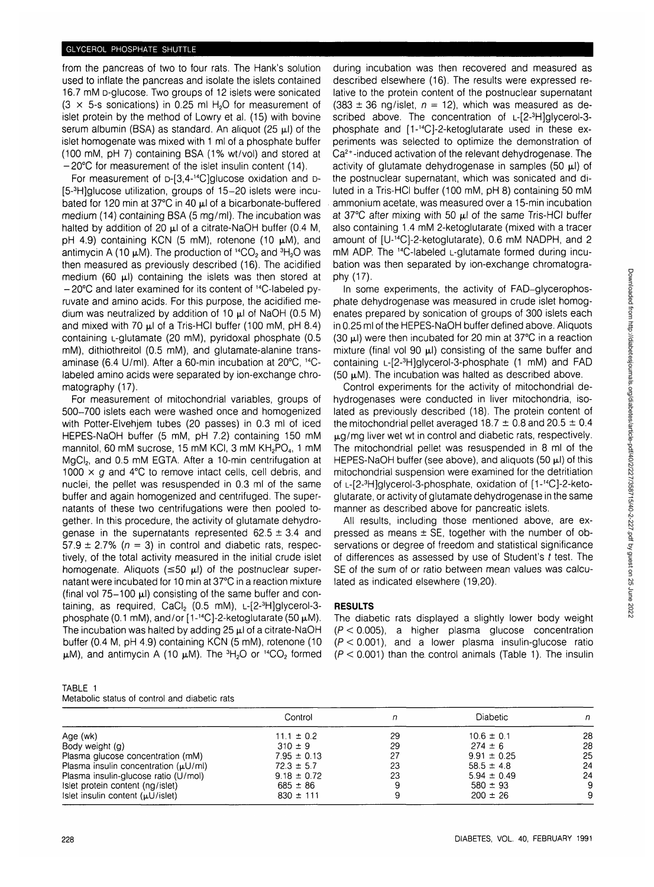from the pancreas of two to four rats. The Hank's solution used to inflate the pancreas and isolate the islets contained 16.7 mM D-glucose. Two groups of 12 islets were sonicated (3 × 5-s sonications) in 0.25 ml $H_2O$ for measurement of islet protein by the method of Lowry et al. (15) with bovine serum albumin (BSA) as standard. An aliquot (25 μl) of the islet homogenate was mixed with 1 ml of a phosphate buffer (100 mM, pH 7) containing BSA (1% wt/vol) and stored at −20°C for measurement of the islet insulin content (14).

For measurement of D-[3,4-$^{14}$C]glucose oxidation and D-[5-$^{3}$H]glucose utilization, groups of 15–20 islets were incubated for 120 min at 37°C in 40 μl of a bicarbonate-buffered medium (14) containing BSA (5 mg/ml). The incubation was halted by addition of 20 μl of a citrate-NaOH buffer (0.4 M, pH 4.9) containing KCN (5 mM), rotenone (10 μM), and antimycin A (10 μM). The production of $^{14}CO_2$ and $^{3}H_2O$ was then measured as previously described (16). The acidified medium (60 μl) containing the islets was then stored at −20°C and later examined for its content of $^{14}$C-labeled pyruvate and amino acids. For this purpose, the acidified medium was neutralized by addition of 10 μl of NaOH (0.5 M) and mixed with 70 μl of a Tris-HCl buffer (100 mM, pH 8.4) containing L-glutamate (20 mM), pyridoxal phosphate (0.5 mM), dithiothreitol (0.5 mM), and glutamate-alanine transaminase (6.4 U/ml). After a 60-min incubation at 20°C, $^{14}$C-labeled amino acids were separated by ion-exchange chromatography (17).

For measurement of mitochondrial variables, groups of 500–700 islets each were washed once and homogenized with Potter-Elvehjem tubes (20 passes) in 0.3 ml of iced HEPES-NaOH buffer (5 mM, pH 7.2) containing 150 mM mannitol, 60 mM sucrose, 15 mM KCl, 3 mM $KH_2PO_4$, 1 mM $MgCl_2$, and 0.5 mM EGTA. After a 10-min centrifugation at 1000 × g and 4°C to remove intact cells, cell debris, and nuclei, the pellet was resuspended in 0.3 ml of the same buffer and again homogenized and centrifuged. The supernatants of these two centrifugations were then pooled together. In this procedure, the activity of glutamate dehydrogenase in the supernatants represented 62.5 ± 3.4 and 57.9 ± 2.7% (n = 3) in control and diabetic rats, respectively, of the total activity measured in the initial crude islet homogenate. Aliquots (≤50 μl) of the postnuclear supernatant were incubated for 10 min at 37°C in a reaction mixture (final vol 75–100 μl) consisting of the same buffer and containing, as required, $CaCl_2$ (0.5 mM), L-[2-$^{3}$H]glycerol-3-phosphate (0.1 mM), and/or [1-$^{14}$C]-2-ketoglutarate (50 μM). The incubation was halted by adding 25 μl of a citrate-NaOH buffer (0.4 M, pH 4.9) containing KCN (5 mM), rotenone (10 μM), and antimycin A (10 μM). The $^{3}H_2O$ or $^{14}CO_2$ formed during incubation was then recovered and measured as described elsewhere (16). The results were expressed relative to the protein content of the postnuclear supernatant (383 ± 36 ng/islet, n = 12), which was measured as described above. The concentration of L-[2-$^{3}$H]glycerol-3-phosphate and [1-$^{14}$C]-2-ketoglutarate used in these experiments was selected to optimize the demonstration of $Ca^{2+}$-induced activation of the relevant dehydrogenase. The activity of glutamate dehydrogenase in samples (50 μl) of the postnuclear supernatant, which was sonicated and diluted in a Tris-HCl buffer (100 mM, pH 8) containing 50 mM ammonium acetate, was measured over a 15-min incubation at 37°C after mixing with 50 μl of the same Tris-HCl buffer also containing 1.4 mM 2-ketoglutarate (mixed with a tracer amount of [U-$^{14}$C]-2-ketoglutarate), 0.6 mM NADPH, and 2 mM ADP. The $^{14}$C-labeled L-glutamate formed during incubation was then separated by ion-exchange chromatography (17).

In some experiments, the activity of FAD–glycerophosphate dehydrogenase was measured in crude islet homogenates prepared by sonication of groups of 300 islets each in 0.25 ml of the HEPES-NaOH buffer defined above. Aliquots (30 μl) were then incubated for 20 min at 37°C in a reaction mixture (final vol 90 μl) consisting of the same buffer and containing L-[2-$^{3}$H]glycerol-3-phosphate (1 mM) and FAD (50 μM). The incubation was halted as described above.

Control experiments for the activity of mitochondrial dehydrogenases were conducted in liver mitochondria, isolated as previously described (18). The protein content of the mitochondrial pellet averaged 18.7 ± 0.8 and 20.5 ± 0.4 μg/mg liver wet wt in control and diabetic rats, respectively. The mitochondrial pellet was resuspended in 8 ml of the HEPES-NaOH buffer (see above), and aliquots (50 μl) of this mitochondrial suspension were examined for the detritiation of L-[2-$^{3}$H]glycerol-3-phosphate, oxidation of [1-$^{14}$C]-2-ketoglutarate, or activity of glutamate dehydrogenase in the same manner as described above for pancreatic islets.

All results, including those mentioned above, are expressed as means ± SE, together with the number of observations or degree of freedom and statistical significance of differences as assessed by use of Student's t test. The SE of the sum of or ratio between mean values was calculated as indicated elsewhere (19,20).

## RESULTS

The diabetic rats displayed a slightly lower body weight ($P < 0.005$), a higher plasma glucose concentration ($P < 0.001$), and a lower plasma insulin-glucose ratio ($P < 0.001$) than the control animals (Table 1). The insulin

TABLE 1
Metabolic status of control and diabetic rats

| | Control | n | Diabetic | n |
|---|---|---|---|---|
| Age (wk) | 11.1 ± 0.2 | 29 | 10.6 ± 0.1 | 28 |
| Body weight (g) | 310 ± 9 | 29 | 274 ± 6 | 28 |
| Plasma glucose concentration (mM) | 7.95 ± 0.13 | 27 | 9.91 ± 0.25 | 25 |
| Plasma insulin concentration (μU/ml) | 72.3 ± 5.7 | 23 | 58.5 ± 4.8 | 24 |
| Plasma insulin-glucose ratio (U/mol) | 9.18 ± 0.72 | 23 | 5.94 ± 0.49 | 24 |
| Islet protein content (ng/islet) | 685 ± 86 | 9 | 580 ± 93 | 9 |
| Islet insulin content (μU/islet) | 830 ± 111 | 9 | 200 ± 26 | 9 |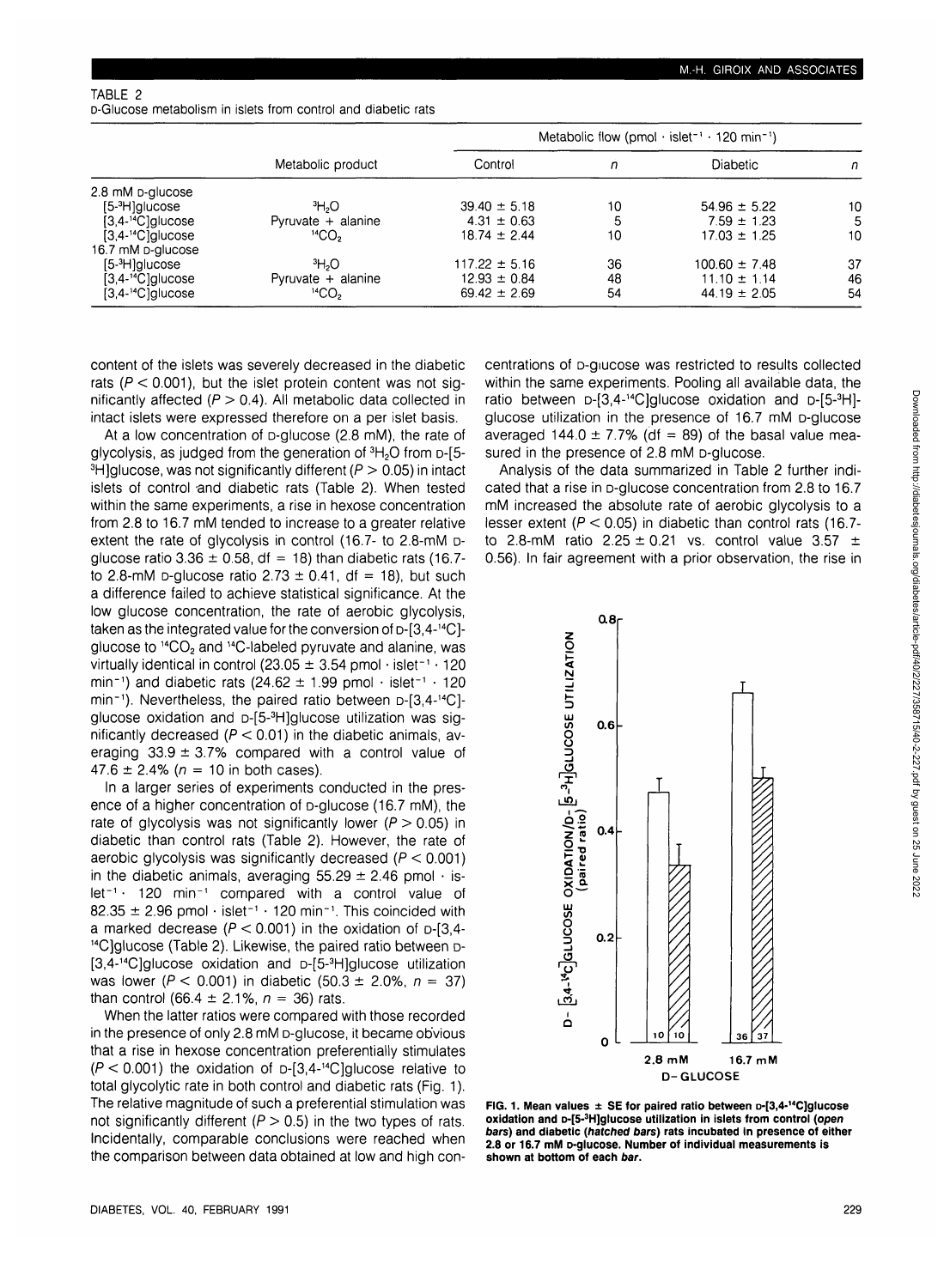TABLE 2
D-Glucose metabolism in islets from control and diabetic rats

| | Metabolic product | Metabolic flow (pmol · islet$^{-1}$ · 120 min$^{-1}$) | | | |
|---|---|---|---|---|---|
| | | Control | n | Diabetic | n |
| 2.8 mM D-glucose | | | | | |
| [5-$^3$H]glucose | $^3H_2O$ | 39.40 ± 5.18 | 10 | 54.96 ± 5.22 | 10 |
| [3,4-$^{14}$C]glucose | Pyruvate + alanine | 4.31 ± 0.63 | 5 | 7.59 ± 1.23 | 5 |
| [3,4-$^{14}$C]glucose | $^{14}CO_2$ | 18.74 ± 2.44 | 10 | 17.03 ± 1.25 | 10 |
| 16.7 mM D-glucose | | | | | |
| [5-$^3$H]glucose | $^3H_2O$ | 117.22 ± 5.16 | 36 | 100.60 ± 7.48 | 37 |
| [3,4-$^{14}$C]glucose | Pyruvate + alanine | 12.93 ± 0.84 | 48 | 11.10 ± 1.14 | 46 |
| [3,4-$^{14}$C]glucose | $^{14}CO_2$ | 69.42 ± 2.69 | 54 | 44.19 ± 2.05 | 54 |

content of the islets was severely decreased in the diabetic rats ($P < 0.001$), but the islet protein content was not significantly affected ($P > 0.4$). All metabolic data collected in intact islets were expressed therefore on a per islet basis.

At a low concentration of D-glucose (2.8 mM), the rate of glycolysis, as judged from the generation of $^3H_2O$ from D-[5-$^3$H]glucose, was not significantly different ($P > 0.05$) in intact islets of control and diabetic rats (Table 2). When tested within the same experiments, a rise in hexose concentration from 2.8 to 16.7 mM tended to increase to a greater relative extent the rate of glycolysis in control (16.7- to 2.8-mM D-glucose ratio 3.36 ± 0.58, df = 18) than diabetic rats (16.7- to 2.8-mM D-glucose ratio 2.73 ± 0.41, df = 18), but such a difference failed to achieve statistical significance. At the low glucose concentration, the rate of aerobic glycolysis, taken as the integrated value for the conversion of D-[3,4-$^{14}$C]-glucose to $^{14}CO_2$ and $^{14}$C-labeled pyruvate and alanine, was virtually identical in control (23.05 ± 3.54 pmol · islet$^{-1}$ · 120 min$^{-1}$) and diabetic rats (24.62 ± 1.99 pmol · islet$^{-1}$ · 120 min$^{-1}$). Nevertheless, the paired ratio between D-[3,4-$^{14}$C]-glucose oxidation and D-[5-$^3$H]glucose utilization was significantly decreased ($P < 0.01$) in the diabetic animals, averaging 33.9 ± 3.7% compared with a control value of 47.6 ± 2.4% ($n = 10$ in both cases).

In a larger series of experiments conducted in the presence of a higher concentration of D-glucose (16.7 mM), the rate of glycolysis was not significantly lower ($P > 0.05$) in diabetic than control rats (Table 2). However, the rate of aerobic glycolysis was significantly decreased ($P < 0.001$) in the diabetic animals, averaging 55.29 ± 2.46 pmol · islet$^{-1}$ · 120 min$^{-1}$ compared with a control value of 82.35 ± 2.96 pmol · islet$^{-1}$ · 120 min$^{-1}$. This coincided with a marked decrease ($P < 0.001$) in the oxidation of D-[3,4-$^{14}$C]glucose (Table 2). Likewise, the paired ratio between D-[3,4-$^{14}$C]glucose oxidation and D-[5-$^3$H]glucose utilization was lower ($P < 0.001$) in diabetic (50.3 ± 2.0%, $n = 37$) than control (66.4 ± 2.1%, $n = 36$) rats.

When the latter ratios were compared with those recorded in the presence of only 2.8 mM D-glucose, it became obvious that a rise in hexose concentration preferentially stimulates ($P < 0.001$) the oxidation of D-[3,4-$^{14}$C]glucose relative to total glycolytic rate in both control and diabetic rats (Fig. 1). The relative magnitude of such a preferential stimulation was not significantly different ($P > 0.5$) in the two types of rats. Incidentally, comparable conclusions were reached when the comparison between data obtained at low and high concentrations of D-glucose was restricted to results collected within the same experiments. Pooling all available data, the ratio between D-[3,4-$^{14}$C]glucose oxidation and D-[5-$^3$H]-glucose utilization in the presence of 16.7 mM D-glucose averaged 144.0 ± 7.7% (df = 89) of the basal value measured in the presence of 2.8 mM D-glucose.

Analysis of the data summarized in Table 2 further indicated that a rise in D-glucose concentration from 2.8 to 16.7 mM increased the absolute rate of aerobic glycolysis to a lesser extent ($P < 0.05$) in diabetic than control rats (16.7- to 2.8-mM ratio 2.25 ± 0.21 vs. control value 3.57 ± 0.56). In fair agreement with a prior observation, the rise in

**FIG. 1. Mean values ± SE for paired ratio between D-[3,4-$^{14}$C]glucose oxidation and D-[5-$^3$H]glucose utilization in islets from control (*open bars*) and diabetic (*hatched bars*) rats incubated in presence of either 2.8 or 16.7 mM D-glucose. Number of individual measurements is shown at bottom of each *bar*.**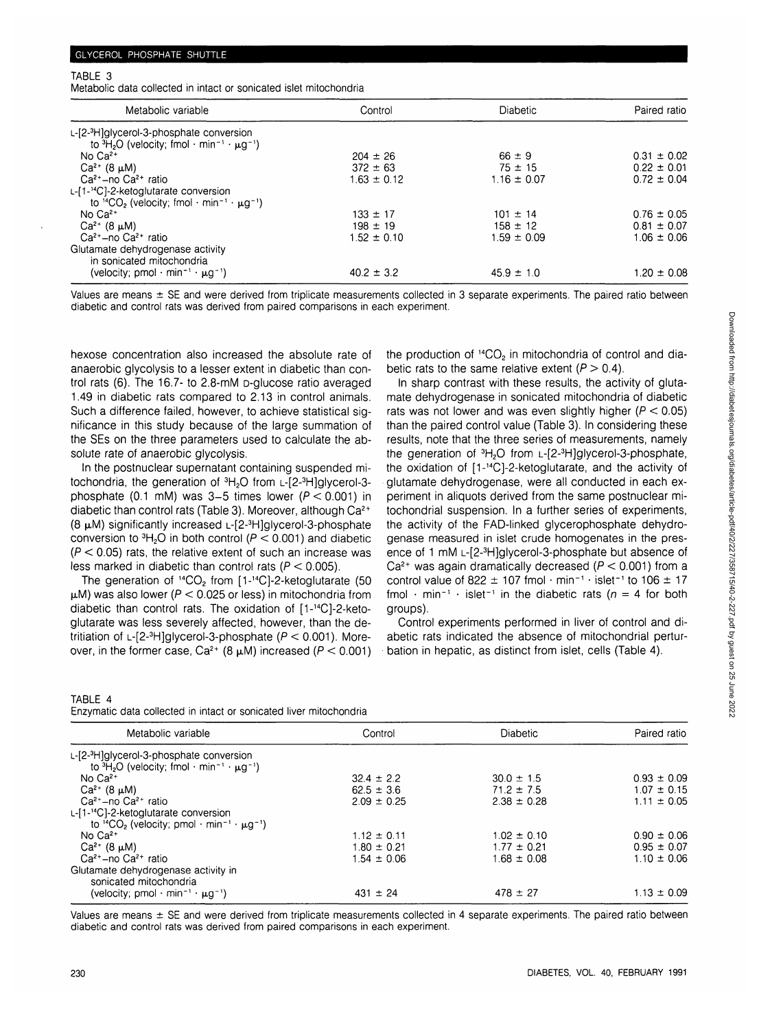TABLE 3
Metabolic data collected in intact or sonicated islet mitochondria

| Metabolic variable | Control | Diabetic | Paired ratio |
|---|---|---|---|
| L-[2-$^3$H]glycerol-3-phosphate conversion to $^3H_2O$ (velocity; fmol · min$^{-1}$ · μg$^{-1}$) | | | |
| No $Ca^{2+}$ | 204 ± 26 | 66 ± 9 | 0.31 ± 0.02 |
| $Ca^{2+}$ (8 μM) | 372 ± 63 | 75 ± 15 | 0.22 ± 0.01 |
| $Ca^{2+}$–no $Ca^{2+}$ ratio | 1.63 ± 0.12 | 1.16 ± 0.07 | 0.72 ± 0.04 |
| L-[1-$^{14}$C]-2-ketoglutarate conversion to $^{14}CO_2$ (velocity; fmol · min$^{-1}$ · μg$^{-1}$) | | | |
| No $Ca^{2+}$ | 133 ± 17 | 101 ± 14 | 0.76 ± 0.05 |
| $Ca^{2+}$ (8 μM) | 198 ± 19 | 158 ± 12 | 0.81 ± 0.07 |
| $Ca^{2+}$–no $Ca^{2+}$ ratio | 1.52 ± 0.10 | 1.59 ± 0.09 | 1.06 ± 0.06 |
| Glutamate dehydrogenase activity in sonicated mitochondria (velocity; pmol · min$^{-1}$ · μg$^{-1}$) | 40.2 ± 3.2 | 45.9 ± 1.0 | 1.20 ± 0.08 |

Values are means ± SE and were derived from triplicate measurements collected in 3 separate experiments. The paired ratio between diabetic and control rats was derived from paired comparisons in each experiment.

hexose concentration also increased the absolute rate of anaerobic glycolysis to a lesser extent in diabetic than control rats (6). The 16.7- to 2.8-mM D-glucose ratio averaged 1.49 in diabetic rats compared to 2.13 in control animals. Such a difference failed, however, to achieve statistical significance in this study because of the large summation of the SEs on the three parameters used to calculate the absolute rate of anaerobic glycolysis.

In the postnuclear supernatant containing suspended mitochondria, the generation of $^3H_2O$ from L-[2-$^3$H]glycerol-3-phosphate (0.1 mM) was 3–5 times lower ($P < 0.001$) in diabetic than control rats (Table 3). Moreover, although $Ca^{2+}$ (8 μM) significantly increased L-[2-$^3$H]glycerol-3-phosphate conversion to $^3H_2O$ in both control ($P < 0.001$) and diabetic ($P < 0.05$) rats, the relative extent of such an increase was less marked in diabetic than control rats ($P < 0.005$).

The generation of $^{14}CO_2$ from [1-$^{14}$C]-2-ketoglutarate (50 μM) was also lower ($P < 0.025$ or less) in mitochondria from diabetic than control rats. The oxidation of [1-$^{14}$C]-2-ketoglutarate was less severely affected, however, than the detritiation of L-[2-$^3$H]glycerol-3-phosphate ($P < 0.001$). Moreover, in the former case, $Ca^{2+}$ (8 μM) increased ($P < 0.001$) the production of $^{14}CO_2$ in mitochondria of control and diabetic rats to the same relative extent ($P > 0.4$).

In sharp contrast with these results, the activity of glutamate dehydrogenase in sonicated mitochondria of diabetic rats was not lower and was even slightly higher ($P < 0.05$) than the paired control value (Table 3). In considering these results, note that the three series of measurements, namely the generation of $^3H_2O$ from L-[2-$^3$H]glycerol-3-phosphate, the oxidation of [1-$^{14}$C]-2-ketoglutarate, and the activity of glutamate dehydrogenase, were all conducted in each experiment in aliquots derived from the same postnuclear mitochondrial suspension. In a further series of experiments, the activity of the FAD-linked glycerophosphate dehydrogenase measured in islet crude homogenates in the presence of 1 mM L-[2-$^3$H]glycerol-3-phosphate but absence of $Ca^{2+}$ was again dramatically decreased ($P < 0.001$) from a control value of 822 ± 107 fmol · min$^{-1}$ · islet$^{-1}$ to 106 ± 17 fmol · min$^{-1}$ · islet$^{-1}$ in the diabetic rats ($n$ = 4 for both groups).

Control experiments performed in liver of control and diabetic rats indicated the absence of mitochondrial perturbation in hepatic, as distinct from islet, cells (Table 4).

TABLE 4
Enzymatic data collected in intact or sonicated liver mitochondria

| Metabolic variable | Control | Diabetic | Paired ratio |
|---|---|---|---|
| L-[2-$^3$H]glycerol-3-phosphate conversion to $^3H_2O$ (velocity; fmol · min$^{-1}$ · μg$^{-1}$) | | | |
| No $Ca^{2+}$ | 32.4 ± 2.2 | 30.0 ± 1.5 | 0.93 ± 0.09 |
| $Ca^{2+}$ (8 μM) | 62.5 ± 3.6 | 71.2 ± 7.5 | 1.07 ± 0.15 |
| $Ca^{2+}$–no $Ca^{2+}$ ratio | 2.09 ± 0.25 | 2.38 ± 0.28 | 1.11 ± 0.05 |
| L-[1-$^{14}$C]-2-ketoglutarate conversion to $^{14}CO_2$ (velocity; pmol · min$^{-1}$ · μg$^{-1}$) | | | |
| No $Ca^{2+}$ | 1.12 ± 0.11 | 1.02 ± 0.10 | 0.90 ± 0.06 |
| $Ca^{2+}$ (8 μM) | 1.80 ± 0.21 | 1.77 ± 0.21 | 0.95 ± 0.07 |
| $Ca^{2+}$–no $Ca^{2+}$ ratio | 1.54 ± 0.06 | 1.68 ± 0.08 | 1.10 ± 0.06 |
| Glutamate dehydrogenase activity in sonicated mitochondria (velocity; pmol · min$^{-1}$ · μg$^{-1}$) | 431 ± 24 | 478 ± 27 | 1.13 ± 0.09 |

Values are means ± SE and were derived from triplicate measurements collected in 4 separate experiments. The paired ratio between diabetic and control rats was derived from paired comparisons in each experiment.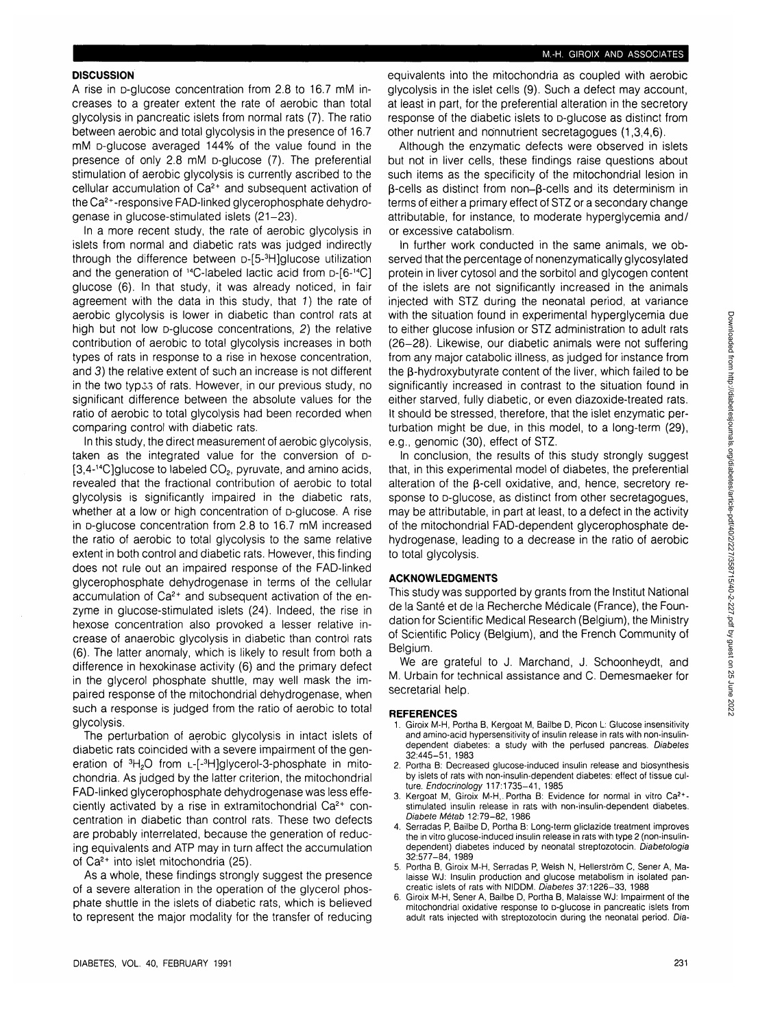## DISCUSSION

A rise in D-glucose concentration from 2.8 to 16.7 mM increases to a greater extent the rate of aerobic than total glycolysis in pancreatic islets from normal rats (7). The ratio between aerobic and total glycolysis in the presence of 16.7 mM D-glucose averaged 144% of the value found in the presence of only 2.8 mM D-glucose (7). The preferential stimulation of aerobic glycolysis is currently ascribed to the cellular accumulation of $Ca^{2+}$ and subsequent activation of the $Ca^{2+}$-responsive FAD-linked glycerophosphate dehydrogenase in glucose-stimulated islets (21–23).

In a more recent study, the rate of aerobic glycolysis in islets from normal and diabetic rats was judged indirectly through the difference between D-[5-$^3$H]glucose utilization and the generation of $^{14}$C-labeled lactic acid from D-[6-$^{14}$C] glucose (6). In that study, it was already noticed, in fair agreement with the data in this study, that *1*) the rate of aerobic glycolysis is lower in diabetic than control rats at high but not low D-glucose concentrations, *2*) the relative contribution of aerobic to total glycolysis increases in both types of rats in response to a rise in hexose concentration, and *3*) the relative extent of such an increase is not different in the two types of rats. However, in our previous study, no significant difference between the absolute values for the ratio of aerobic to total glycolysis had been recorded when comparing control with diabetic rats.

In this study, the direct measurement of aerobic glycolysis, taken as the integrated value for the conversion of D-[3,4-$^{14}$C]glucose to labeled $CO_2$, pyruvate, and amino acids, revealed that the fractional contribution of aerobic to total glycolysis is significantly impaired in the diabetic rats, whether at a low or high concentration of D-glucose. A rise in D-glucose concentration from 2.8 to 16.7 mM increased the ratio of aerobic to total glycolysis to the same relative extent in both control and diabetic rats. However, this finding does not rule out an impaired response of the FAD-linked glycerophosphate dehydrogenase in terms of the cellular accumulation of $Ca^{2+}$ and subsequent activation of the enzyme in glucose-stimulated islets (24). Indeed, the rise in hexose concentration also provoked a lesser relative increase of anaerobic glycolysis in diabetic than control rats (6). The latter anomaly, which is likely to result from both a difference in hexokinase activity (6) and the primary defect in the glycerol phosphate shuttle, may well mask the impaired response of the mitochondrial dehydrogenase, when such a response is judged from the ratio of aerobic to total glycolysis.

The perturbation of aerobic glycolysis in intact islets of diabetic rats coincided with a severe impairment of the generation of $^3H_2O$ from L-[-$^3$H]glycerol-3-phosphate in mitochondria. As judged by the latter criterion, the mitochondrial FAD-linked glycerophosphate dehydrogenase was less effeciently activated by a rise in extramitochondrial $Ca^{2+}$ concentration in diabetic than control rats. These two defects are probably interrelated, because the generation of reducing equivalents and ATP may in turn affect the accumulation of $Ca^{2+}$ into islet mitochondria (25).

As a whole, these findings strongly suggest the presence of a severe alteration in the operation of the glycerol phosphate shuttle in the islets of diabetic rats, which is believed to represent the major modality for the transfer of reducing equivalents into the mitochondria as coupled with aerobic glycolysis in the islet cells (9). Such a defect may account, at least in part, for the preferential alteration in the secretory response of the diabetic islets to D-glucose as distinct from other nutrient and nonnutrient secretagogues (1,3,4,6).

Although the enzymatic defects were observed in islets but not in liver cells, these findings raise questions about such items as the specificity of the mitochondrial lesion in β-cells as distinct from non–β-cells and its determinism in terms of either a primary effect of STZ or a secondary change attributable, for instance, to moderate hyperglycemia and/or excessive catabolism.

In further work conducted in the same animals, we observed that the percentage of nonenzymatically glycosylated protein in liver cytosol and the sorbitol and glycogen content of the islets are not significantly increased in the animals injected with STZ during the neonatal period, at variance with the situation found in experimental hyperglycemia due to either glucose infusion or STZ administration to adult rats (26–28). Likewise, our diabetic animals were not suffering from any major catabolic illness, as judged for instance from the β-hydroxybutyrate content of the liver, which failed to be significantly increased in contrast to the situation found in either starved, fully diabetic, or even diazoxide-treated rats. It should be stressed, therefore, that the islet enzymatic perturbation might be due, in this model, to a long-term (29), e.g., genomic (30), effect of STZ.

In conclusion, the results of this study strongly suggest that, in this experimental model of diabetes, the preferential alteration of the β-cell oxidative, and, hence, secretory response to D-glucose, as distinct from other secretagogues, may be attributable, in part at least, to a defect in the activity of the mitochondrial FAD-dependent glycerophosphate dehydrogenase, leading to a decrease in the ratio of aerobic to total glycolysis.

## ACKNOWLEDGMENTS

This study was supported by grants from the Institut National de la Santé et de la Recherche Médicale (France), the Foundation for Scientific Medical Research (Belgium), the Ministry of Scientific Policy (Belgium), and the French Community of Belgium.

We are grateful to J. Marchand, J. Schoonheydt, and M. Urbain for technical assistance and C. Demesmaeker for secretarial help.

## REFERENCES

1. Giroix M-H, Portha B, Kergoat M, Bailbe D, Picon L: Glucose insensitivity and amino-acid hypersensitivity of insulin release in rats with non-insulin-dependent diabetes: a study with the perfused pancreas. *Diabetes* 32:445–51, 1983
2. Portha B: Decreased glucose-induced insulin release and biosynthesis by islets of rats with non-insulin-dependent diabetes: effect of tissue culture. *Endocrinology* 117:1735–41, 1985
3. Kergoat M, Giroix M-H, Portha B: Evidence for normal in vitro $Ca^{2+}$-stimulated insulin release in rats with non-insulin-dependent diabetes. *Diabete Métab* 12:79–82, 1986
4. Serradas P, Bailbe D, Portha B: Long-term gliclazide treatment improves the in vitro glucose-induced insulin release in rats with type 2 (non-insulin-dependent) diabetes induced by neonatal streptozotocin. *Diabetologia* 32:577–84, 1989
5. Portha B, Giroix M-H, Serradas P, Welsh N, Hellerström C, Sener A, Malaisse WJ: Insulin production and glucose metabolism in isolated pancreatic islets of rats with NIDDM. *Diabetes* 37:1226–33, 1988
6. Giroix M-H, Sener A, Bailbe D, Portha B, Malaisse WJ: Impairment of the mitochondrial oxidative response to D-glucose in pancreatic islets from adult rats injected with streptozotocin during the neonatal period. *Dia-*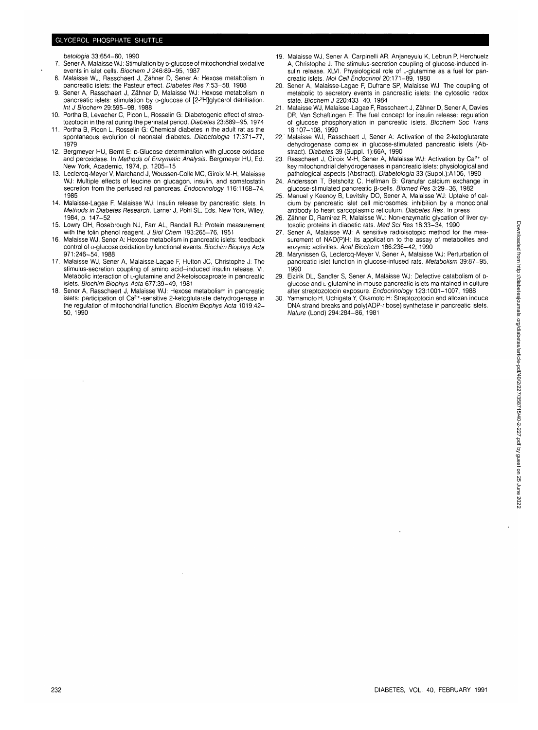betologia 33:654–60, 1990

7. Sener A, Malaisse WJ: Stimulation by D-glucose of mitochondrial oxidative events in islet cells. *Biochem J* 246:89–95, 1987
8. Malaisse WJ, Rasschaert J, Zähner D, Sener A: Hexose metabolism in pancreatic islets: the Pasteur effect. *Diabetes Res* 7:53–58, 1988
9. Sener A, Rasschaert J, Zähner D, Malaisse WJ: Hexose metabolism in pancreatic islets: stimulation by D-glucose of [2-$^3$H]glycerol detritiation. *Int J Biochem* 29:595–98, 1988
10. Portha B, Levacher C, Picon L, Rosselin G: Diabetogenic effect of streptozotocin in the rat during the perinatal period. *Diabetes* 23:889–95, 1974
11. Portha B, Picon L, Rosselin G: Chemical diabetes in the adult rat as the spontaneous evolution of neonatal diabetes. *Diabetologia* 17:371–77, 1979
12. Bergmeyer HU, Bernt E: D-Glucose determination with glucose oxidase and peroxidase. In *Methods of Enzymatic Analysis*. Bergmeyer HU, Ed. New York, Academic, 1974, p. 1205–15
13. Leclercq-Meyer V, Marchand J, Woussen-Colle MC, Giroix M-H, Malaisse WJ: Multiple effects of leucine on glucagon, insulin, and somatostatin secretion from the perfused rat pancreas. *Endocrinology* 116:1168–74, 1985
14. Malaisse-Lagae F, Malaisse WJ: Insulin release by pancreatic islets. In *Methods in Diabetes Research*. Larner J, Pohl SL, Eds. New York, Wiley, 1984, p. 147–52
15. Lowry OH, Rosebrough NJ, Farr AL, Randall RJ: Protein measurement with the folin phenol reagent. *J Biol Chem* 193:265–76, 1951
16. Malaisse WJ, Sener A: Hexose metabolism in pancreatic islets: feedback control of D-glucose oxidation by functional events. *Biochim Biophys Acta* 971:246–54, 1988
17. Malaisse WJ, Sener A, Malaisse-Lagae F, Hutton JC, Christophe J: The stimulus-secretion coupling of amino acid–induced insulin release. VI. Metabolic interaction of L-glutamine and 2-ketoisocaproate in pancreatic islets. *Biochim Biophys Acta* 677:39–49, 1981
18. Sener A, Rasschaert J, Malaisse WJ: Hexose metabolism in pancreatic islets: participation of $Ca^{2+}$-sensitive 2-ketoglutarate dehydrogenase in the regulation of mitochondrial function. *Biochim Biophys Acta* 1019:42–50, 1990
19. Malaisse WJ, Sener A, Carpinelli AR, Anjaneyulu K, Lebrun P, Herchuelz A, Christophe J: The stimulus-secretion coupling of glucose-induced insulin release. XLVI. Physiological role of L-glutamine as a fuel for pancreatic islets. *Mol Cell Endocrinol* 20:171–89, 1980
20. Sener A, Malaisse-Lagae F, Dufrane SP, Malaisse WJ: The coupling of metabolic to secretory events in pancreatic islets: the cytosolic redox state. *Biochem J* 220:433–40, 1984
21. Malaisse WJ, Malaisse-Lagae F, Rasschaert J, Zähner D, Sener A, Davies DR, Van Schaftingen E: The fuel concept for insulin release: regulation of glucose phosphorylation in pancreatic islets. *Biochem Soc Trans* 18:107–108, 1990
22. Malaisse WJ, Rasschaert J, Sener A: Activation of the 2-ketoglutarate dehydrogenase complex in glucose-stimulated pancreatic islets (Abstract). *Diabetes* 39 (Suppl. 1):66A, 1990
23. Rasschaert J, Giroix M-H, Sener A, Malaisse WJ: Activation by $Ca^{2+}$ of key mitochondrial dehydrogenases in pancreatic islets: physiological and pathological aspects (Abstract). *Diabetologia* 33 (Suppl.):A106, 1990
24. Andersson T, Betsholtz C, Hellman B: Granular calcium exchange in glucose-stimulated pancreatic β-cells. *Biomed Res* 3:29–36, 1982
25. Manuel y Keenoy B, Levitsky DO, Sener A, Malaisse WJ: Uptake of calcium by pancreatic islet cell microsomes: inhibition by a monoclonal antibody to heart sarcoplasmic reticulum. *Diabetes Res*. In press
26. Zähner D, Ramirez R, Malaisse WJ: Non-enzymatic glycation of liver cytosolic proteins in diabetic rats. *Med Sci Res* 18:33–34, 1990
27. Sener A, Malaisse WJ: A sensitive radioisotopic method for the measurement of NAD(P)H: its application to the assay of metabolites and enzymic activities. *Anal Biochem* 186:236–42, 1990
28. Marynissen G, Leclercq-Meyer V, Sener A, Malaisse WJ: Perturbation of pancreatic islet function in glucose-infused rats. *Metabolism* 39:87–95, 1990
29. Eizirik DL, Sandler S, Sener A, Malaisse WJ: Defective catabolism of D-glucose and L-glutamine in mouse pancreatic islets maintained in culture after streptozotocin exposure. *Endocrinology* 123:1001–1007, 1988
30. Yamamoto H, Uchigata Y, Okamoto H: Streptozotocin and alloxan induce DNA strand breaks and poly(ADP-ribose) synthetase in pancreatic islets. *Nature* (Lond) 294:284–86, 1981